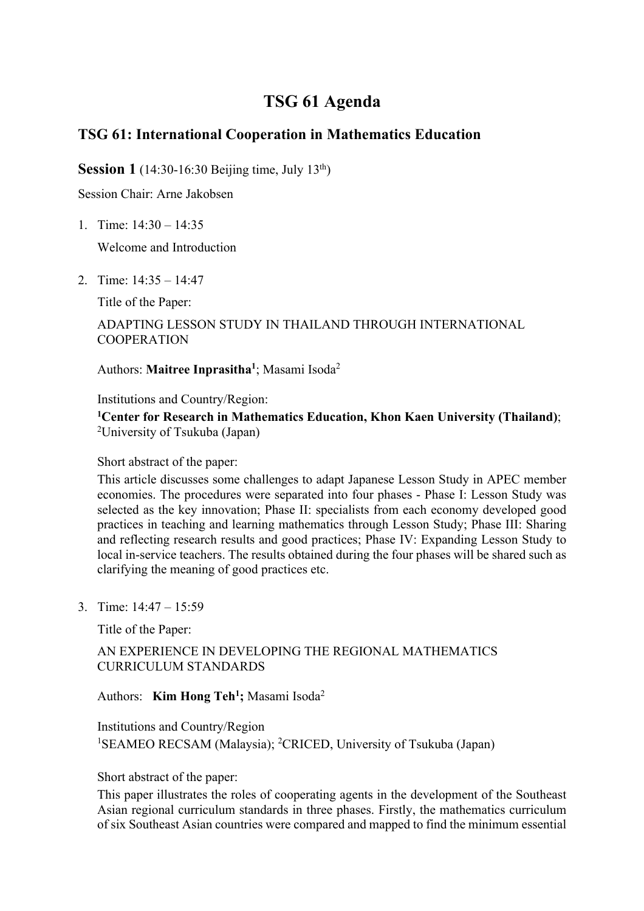# TSG 61 Agenda

## TSG 61: International Cooperation in Mathematics Education

**Session 1** (14:30-16:30 Beijing time, July 13th)

Session Chair: Arne Jakobsen

1. Time: 14:30 – 14:35

   Welcome and Introduction

2. Time: 14:35 – 14:47

   Title of the Paper:

   ADAPTING LESSON STUDY IN THAILAND THROUGH INTERNATIONAL COOPERATION

   Authors: **Maitree Inprasitha[1]**; Masami Isoda[2]

   Institutions and Country/Region:

   **[1]Center for Research in Mathematics Education, Khon Kaen University (Thailand)**; [2]University of Tsukuba (Japan)

   Short abstract of the paper:

   This article discusses some challenges to adapt Japanese Lesson Study in APEC member economies. The procedures were separated into four phases - Phase I: Lesson Study was selected as the key innovation; Phase II: specialists from each economy developed good practices in teaching and learning mathematics through Lesson Study; Phase III: Sharing and reflecting research results and good practices; Phase IV: Expanding Lesson Study to local in-service teachers. The results obtained during the four phases will be shared such as clarifying the meaning of good practices etc.

3. Time: 14:47 – 15:59

   Title of the Paper:

   AN EXPERIENCE IN DEVELOPING THE REGIONAL MATHEMATICS CURRICULUM STANDARDS

   Authors: **Kim Hong Teh[1];** Masami Isoda[2]

   Institutions and Country/Region

   [1]SEAMEO RECSAM (Malaysia); [2]CRICED, University of Tsukuba (Japan)

   Short abstract of the paper:

   This paper illustrates the roles of cooperating agents in the development of the Southeast Asian regional curriculum standards in three phases. Firstly, the mathematics curriculum of six Southeast Asian countries were compared and mapped to find the minimum essential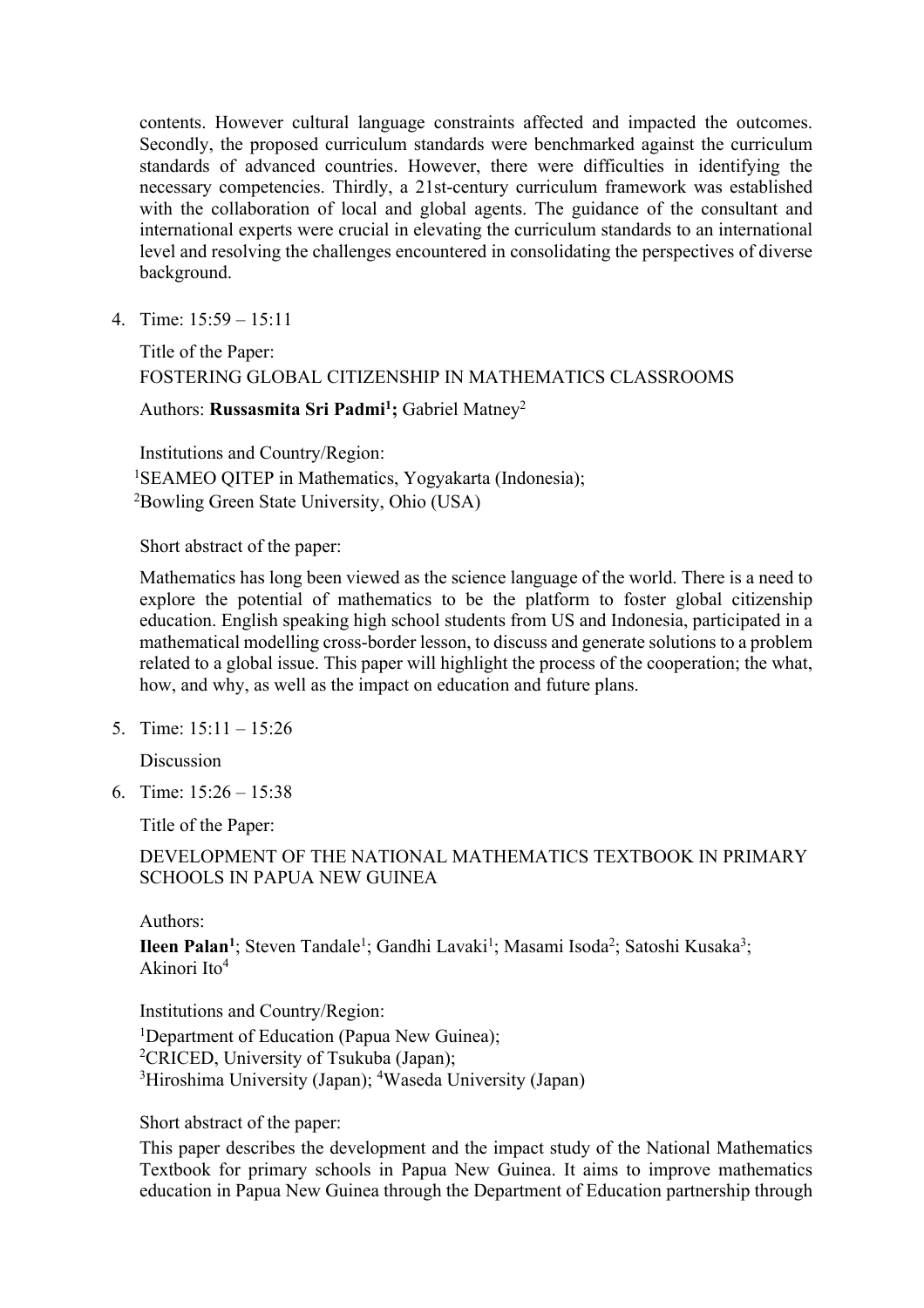contents. However cultural language constraints affected and impacted the outcomes. Secondly, the proposed curriculum standards were benchmarked against the curriculum standards of advanced countries. However, there were difficulties in identifying the necessary competencies. Thirdly, a 21st-century curriculum framework was established with the collaboration of local and global agents. The guidance of the consultant and international experts were crucial in elevating the curriculum standards to an international level and resolving the challenges encountered in consolidating the perspectives of diverse background.

4. Time: 15:59 – 15:11

   Title of the Paper:
   FOSTERING GLOBAL CITIZENSHIP IN MATHEMATICS CLASSROOMS

   Authors: **Russasmita Sri Padmi[1];** Gabriel Matney[2]

   Institutions and Country/Region:
   [1]SEAMEO QITEP in Mathematics, Yogyakarta (Indonesia);
   [2]Bowling Green State University, Ohio (USA)

   Short abstract of the paper:

   Mathematics has long been viewed as the science language of the world. There is a need to explore the potential of mathematics to be the platform to foster global citizenship education. English speaking high school students from US and Indonesia, participated in a mathematical modelling cross-border lesson, to discuss and generate solutions to a problem related to a global issue. This paper will highlight the process of the cooperation; the what, how, and why, as well as the impact on education and future plans.

5. Time: 15:11 – 15:26

   Discussion

6. Time: 15:26 – 15:38

   Title of the Paper:

   DEVELOPMENT OF THE NATIONAL MATHEMATICS TEXTBOOK IN PRIMARY SCHOOLS IN PAPUA NEW GUINEA

   Authors:
   **Ileen Palan[1]**; Steven Tandale[1]; Gandhi Lavaki[1]; Masami Isoda[2]; Satoshi Kusaka[3]; Akinori Ito[4]

   Institutions and Country/Region:
   [1]Department of Education (Papua New Guinea);
   [2]CRICED, University of Tsukuba (Japan);
   [3]Hiroshima University (Japan); [4]Waseda University (Japan)

   Short abstract of the paper:
   This paper describes the development and the impact study of the National Mathematics Textbook for primary schools in Papua New Guinea. It aims to improve mathematics education in Papua New Guinea through the Department of Education partnership through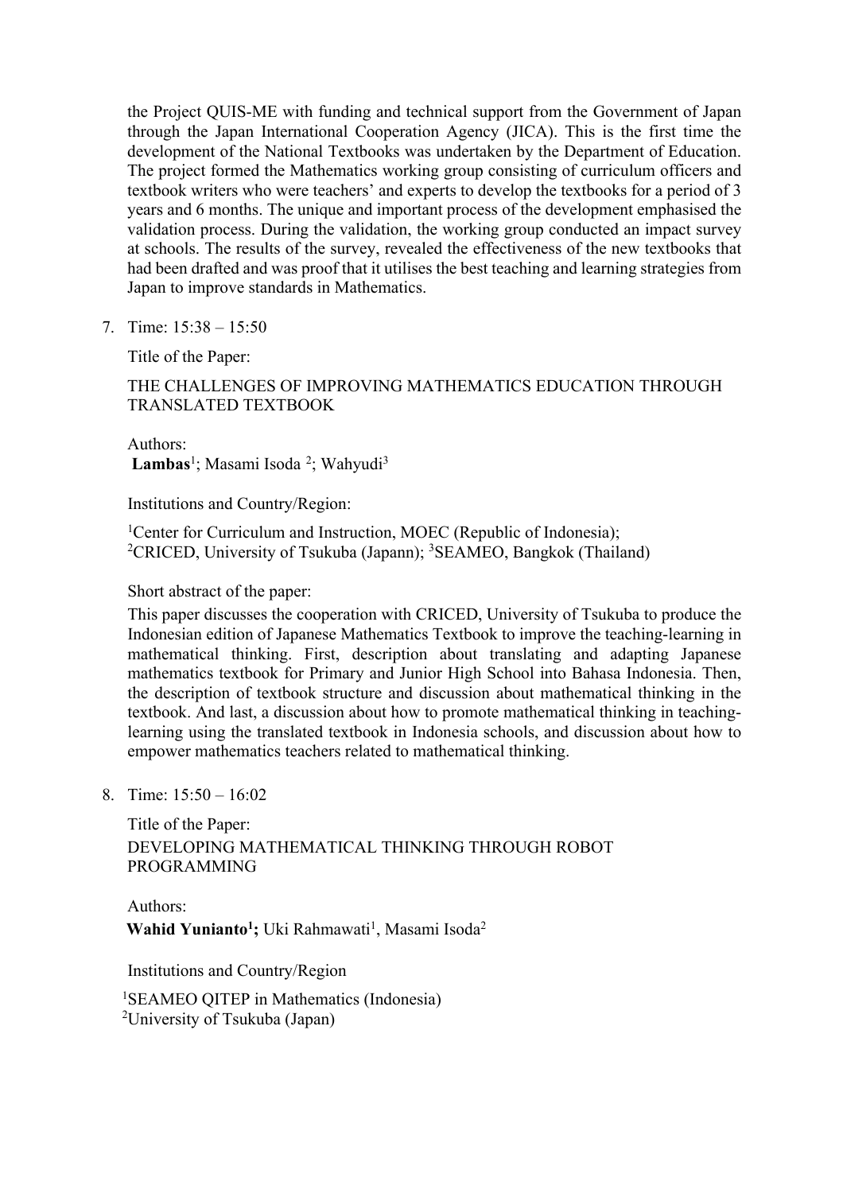the Project QUIS-ME with funding and technical support from the Government of Japan through the Japan International Cooperation Agency (JICA). This is the first time the development of the National Textbooks was undertaken by the Department of Education. The project formed the Mathematics working group consisting of curriculum officers and textbook writers who were teachers' and experts to develop the textbooks for a period of 3 years and 6 months. The unique and important process of the development emphasised the validation process. During the validation, the working group conducted an impact survey at schools. The results of the survey, revealed the effectiveness of the new textbooks that had been drafted and was proof that it utilises the best teaching and learning strategies from Japan to improve standards in Mathematics.

7. Time: 15:38 – 15:50

   Title of the Paper:

   THE CHALLENGES OF IMPROVING MATHEMATICS EDUCATION THROUGH TRANSLATED TEXTBOOK

   Authors:
   **Lambas**[1]; Masami Isoda [2]; Wahyudi[3]

   Institutions and Country/Region:

   [1]Center for Curriculum and Instruction, MOEC (Republic of Indonesia);
   [2]CRICED, University of Tsukuba (Japann); [3]SEAMEO, Bangkok (Thailand)

   Short abstract of the paper:

   This paper discusses the cooperation with CRICED, University of Tsukuba to produce the Indonesian edition of Japanese Mathematics Textbook to improve the teaching-learning in mathematical thinking. First, description about translating and adapting Japanese mathematics textbook for Primary and Junior High School into Bahasa Indonesia. Then, the description of textbook structure and discussion about mathematical thinking in the textbook. And last, a discussion about how to promote mathematical thinking in teaching-learning using the translated textbook in Indonesia schools, and discussion about how to empower mathematics teachers related to mathematical thinking.

8. Time: 15:50 – 16:02

   Title of the Paper:
   DEVELOPING MATHEMATICAL THINKING THROUGH ROBOT PROGRAMMING

   Authors:
   **Wahid Yunianto[1];** Uki Rahmawati[1], Masami Isoda[2]

   Institutions and Country/Region

   [1]SEAMEO QITEP in Mathematics (Indonesia)
   [2]University of Tsukuba (Japan)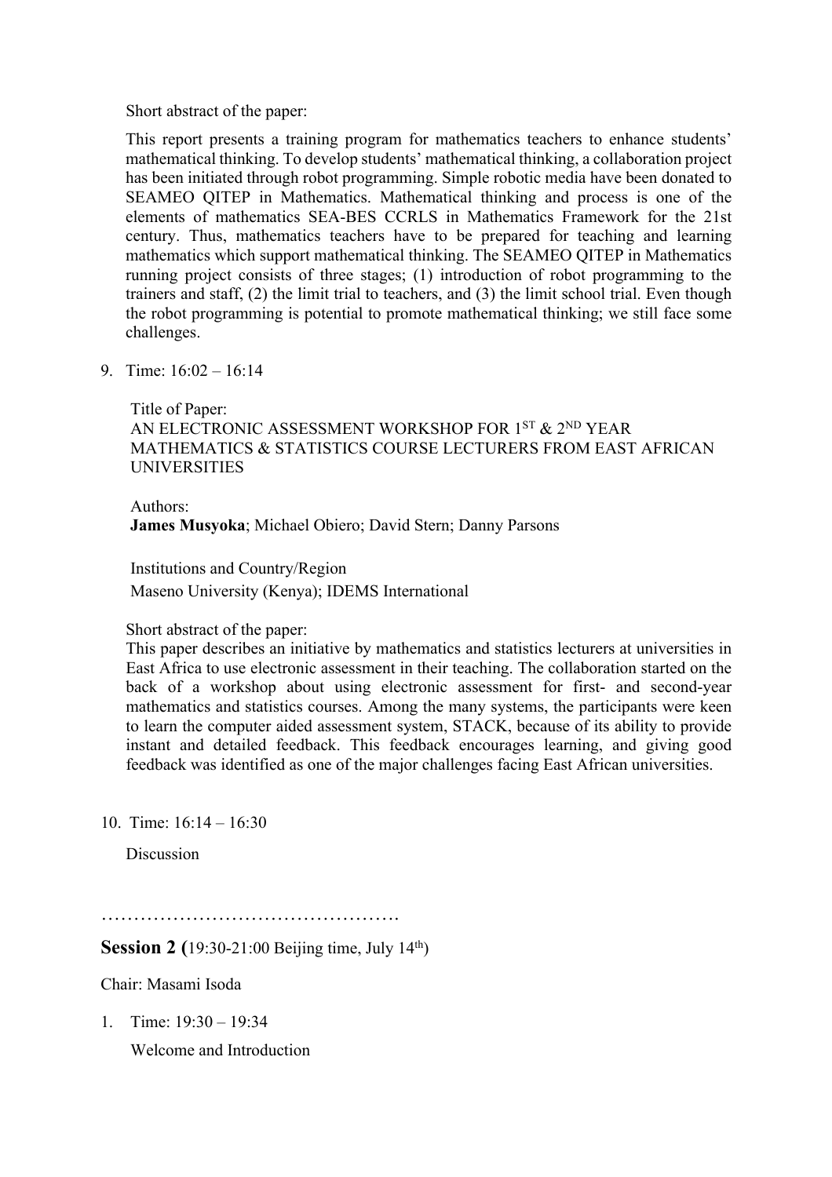Short abstract of the paper:

This report presents a training program for mathematics teachers to enhance students' mathematical thinking. To develop students' mathematical thinking, a collaboration project has been initiated through robot programming. Simple robotic media have been donated to SEAMEO QITEP in Mathematics. Mathematical thinking and process is one of the elements of mathematics SEA-BES CCRLS in Mathematics Framework for the 21st century. Thus, mathematics teachers have to be prepared for teaching and learning mathematics which support mathematical thinking. The SEAMEO QITEP in Mathematics running project consists of three stages; (1) introduction of robot programming to the trainers and staff, (2) the limit trial to teachers, and (3) the limit school trial. Even though the robot programming is potential to promote mathematical thinking; we still face some challenges.

9. Time: 16:02 – 16:14

   Title of Paper:
   AN ELECTRONIC ASSESSMENT WORKSHOP FOR 1ST & 2ND YEAR MATHEMATICS & STATISTICS COURSE LECTURERS FROM EAST AFRICAN UNIVERSITIES

   Authors:
   **James Musyoka**; Michael Obiero; David Stern; Danny Parsons

   Institutions and Country/Region
   Maseno University (Kenya); IDEMS International

   Short abstract of the paper:
   This paper describes an initiative by mathematics and statistics lecturers at universities in East Africa to use electronic assessment in their teaching. The collaboration started on the back of a workshop about using electronic assessment for first- and second-year mathematics and statistics courses. Among the many systems, the participants were keen to learn the computer aided assessment system, STACK, because of its ability to provide instant and detailed feedback. This feedback encourages learning, and giving good feedback was identified as one of the major challenges facing East African universities.

10. Time: 16:14 – 16:30

    Discussion

………………………………………

**Session 2 (**19:30-21:00 Beijing time, July 14th)

Chair: Masami Isoda

1. Time: 19:30 – 19:34

   Welcome and Introduction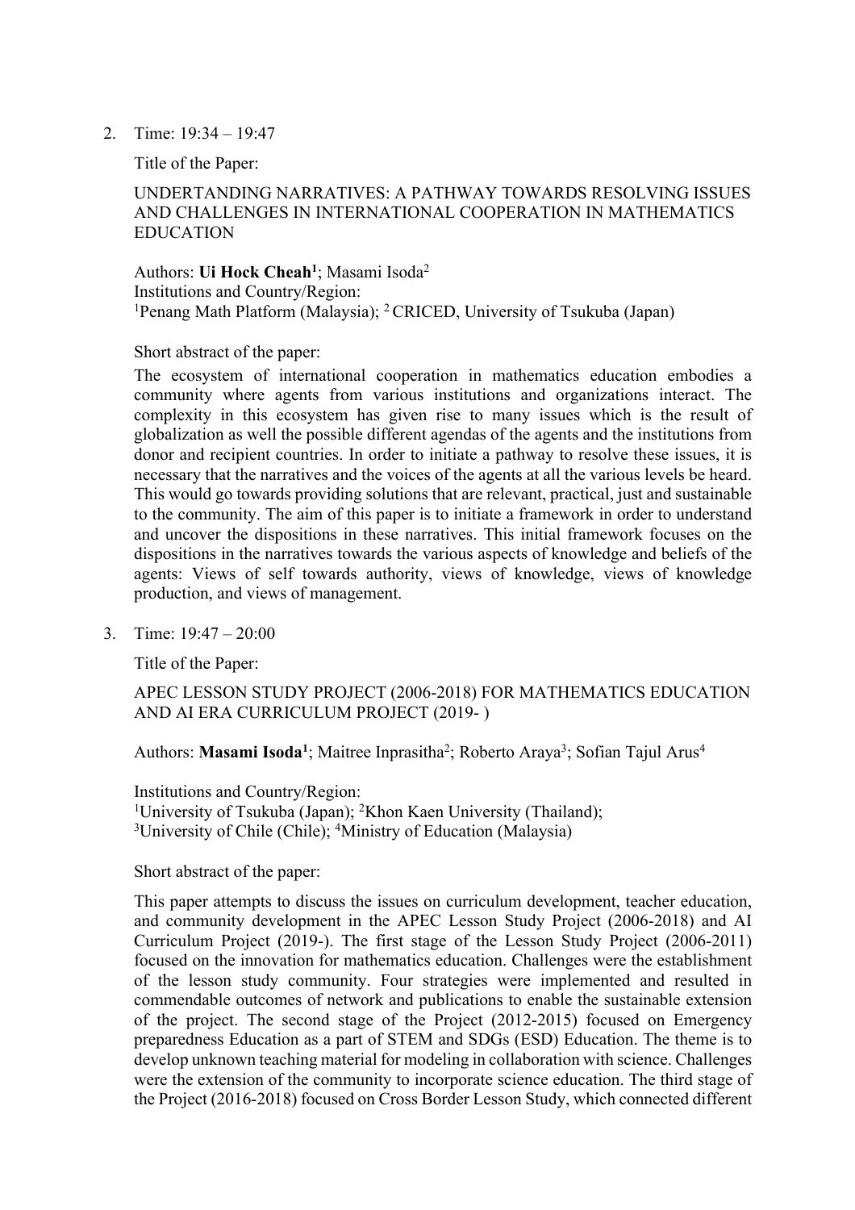2. Time: 19:34 – 19:47

   Title of the Paper:

   UNDERTANDING NARRATIVES: A PATHWAY TOWARDS RESOLVING ISSUES AND CHALLENGES IN INTERNATIONAL COOPERATION IN MATHEMATICS EDUCATION

   Authors: **Ui Hock Cheah**[1]; Masami Isoda[2]
   Institutions and Country/Region:
   [1]Penang Math Platform (Malaysia); [2] CRICED, University of Tsukuba (Japan)

   Short abstract of the paper:

   The ecosystem of international cooperation in mathematics education embodies a community where agents from various institutions and organizations interact. The complexity in this ecosystem has given rise to many issues which is the result of globalization as well the possible different agendas of the agents and the institutions from donor and recipient countries. In order to initiate a pathway to resolve these issues, it is necessary that the narratives and the voices of the agents at all the various levels be heard. This would go towards providing solutions that are relevant, practical, just and sustainable to the community. The aim of this paper is to initiate a framework in order to understand and uncover the dispositions in these narratives. This initial framework focuses on the dispositions in the narratives towards the various aspects of knowledge and beliefs of the agents: Views of self towards authority, views of knowledge, views of knowledge production, and views of management.

3. Time: 19:47 – 20:00

   Title of the Paper:

   APEC LESSON STUDY PROJECT (2006-2018) FOR MATHEMATICS EDUCATION AND AI ERA CURRICULUM PROJECT (2019- )

   Authors: **Masami Isoda**[1]; Maitree Inprasitha[2]; Roberto Araya[3]; Sofian Tajul Arus[4]

   Institutions and Country/Region:
   [1]University of Tsukuba (Japan); [2]Khon Kaen University (Thailand);
   [3]University of Chile (Chile); [4]Ministry of Education (Malaysia)

   Short abstract of the paper:

   This paper attempts to discuss the issues on curriculum development, teacher education, and community development in the APEC Lesson Study Project (2006-2018) and AI Curriculum Project (2019-). The first stage of the Lesson Study Project (2006-2011) focused on the innovation for mathematics education. Challenges were the establishment of the lesson study community. Four strategies were implemented and resulted in commendable outcomes of network and publications to enable the sustainable extension of the project. The second stage of the Project (2012-2015) focused on Emergency preparedness Education as a part of STEM and SDGs (ESD) Education. The theme is to develop unknown teaching material for modeling in collaboration with science. Challenges were the extension of the community to incorporate science education. The third stage of the Project (2016-2018) focused on Cross Border Lesson Study, which connected different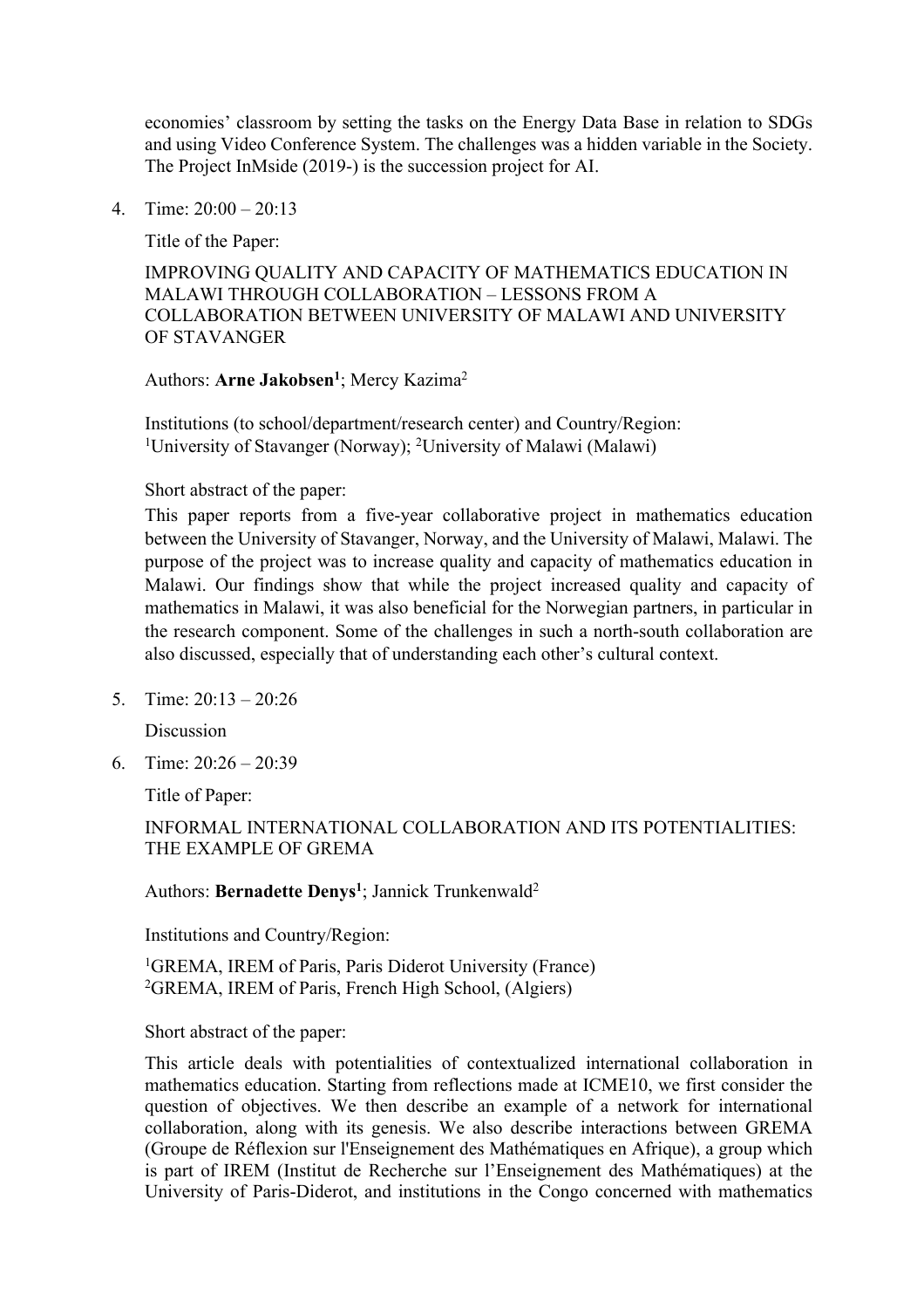economies' classroom by setting the tasks on the Energy Data Base in relation to SDGs and using Video Conference System. The challenges was a hidden variable in the Society. The Project InMside (2019-) is the succession project for AI.

4. Time: 20:00 – 20:13

   Title of the Paper:

   IMPROVING QUALITY AND CAPACITY OF MATHEMATICS EDUCATION IN MALAWI THROUGH COLLABORATION – LESSONS FROM A COLLABORATION BETWEEN UNIVERSITY OF MALAWI AND UNIVERSITY OF STAVANGER

   Authors: **Arne Jakobsen[1]**; Mercy Kazima[2]

   Institutions (to school/department/research center) and Country/Region:
   [1]University of Stavanger (Norway); [2]University of Malawi (Malawi)

   Short abstract of the paper:

   This paper reports from a five-year collaborative project in mathematics education between the University of Stavanger, Norway, and the University of Malawi, Malawi. The purpose of the project was to increase quality and capacity of mathematics education in Malawi. Our findings show that while the project increased quality and capacity of mathematics in Malawi, it was also beneficial for the Norwegian partners, in particular in the research component. Some of the challenges in such a north-south collaboration are also discussed, especially that of understanding each other's cultural context.

5. Time: 20:13 – 20:26

   Discussion

6. Time: 20:26 – 20:39

   Title of Paper:

   INFORMAL INTERNATIONAL COLLABORATION AND ITS POTENTIALITIES: THE EXAMPLE OF GREMA

   Authors: **Bernadette Denys[1]**; Jannick Trunkenwald[2]

   Institutions and Country/Region:

   [1]GREMA, IREM of Paris, Paris Diderot University (France)
   [2]GREMA, IREM of Paris, French High School, (Algiers)

   Short abstract of the paper:

   This article deals with potentialities of contextualized international collaboration in mathematics education. Starting from reflections made at ICME10, we first consider the question of objectives. We then describe an example of a network for international collaboration, along with its genesis. We also describe interactions between GREMA (Groupe de Réflexion sur l'Enseignement des Mathématiques en Afrique), a group which is part of IREM (Institut de Recherche sur l'Enseignement des Mathématiques) at the University of Paris-Diderot, and institutions in the Congo concerned with mathematics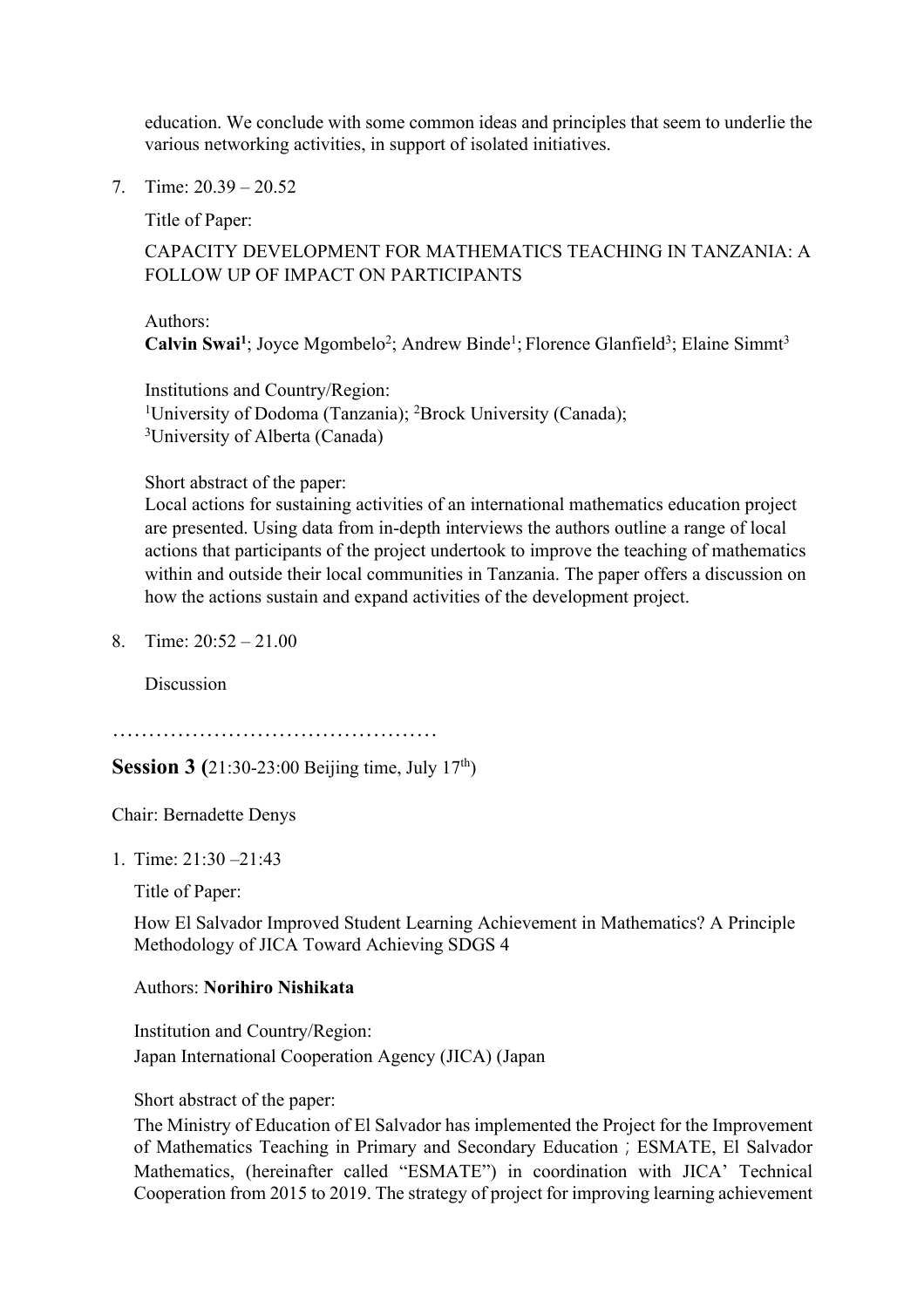education. We conclude with some common ideas and principles that seem to underlie the various networking activities, in support of isolated initiatives.

7. Time: 20.39 – 20.52

   Title of Paper:

   CAPACITY DEVELOPMENT FOR MATHEMATICS TEACHING IN TANZANIA: A FOLLOW UP OF IMPACT ON PARTICIPANTS

   Authors:
   **Calvin Swai[1]**; Joyce Mgombelo[2]; Andrew Binde[1]; Florence Glanfield[3]; Elaine Simmt[3]

   Institutions and Country/Region:
   [1]University of Dodoma (Tanzania); [2]Brock University (Canada);
   [3]University of Alberta (Canada)

   Short abstract of the paper:
   Local actions for sustaining activities of an international mathematics education project are presented. Using data from in-depth interviews the authors outline a range of local actions that participants of the project undertook to improve the teaching of mathematics within and outside their local communities in Tanzania. The paper offers a discussion on how the actions sustain and expand activities of the development project.

8. Time: 20:52 – 21.00

   Discussion

………………………………………

**Session 3 (**21:30-23:00 Beijing time, July 17th)

Chair: Bernadette Denys

1. Time: 21:30 –21:43

   Title of Paper:

   How El Salvador Improved Student Learning Achievement in Mathematics? A Principle Methodology of JICA Toward Achieving SDGS 4

   Authors: **Norihiro Nishikata**

   Institution and Country/Region:
   Japan International Cooperation Agency (JICA) (Japan

   Short abstract of the paper:
   The Ministry of Education of El Salvador has implemented the Project for the Improvement of Mathematics Teaching in Primary and Secondary Education ; ESMATE, El Salvador Mathematics, (hereinafter called "ESMATE") in coordination with JICA' Technical Cooperation from 2015 to 2019. The strategy of project for improving learning achievement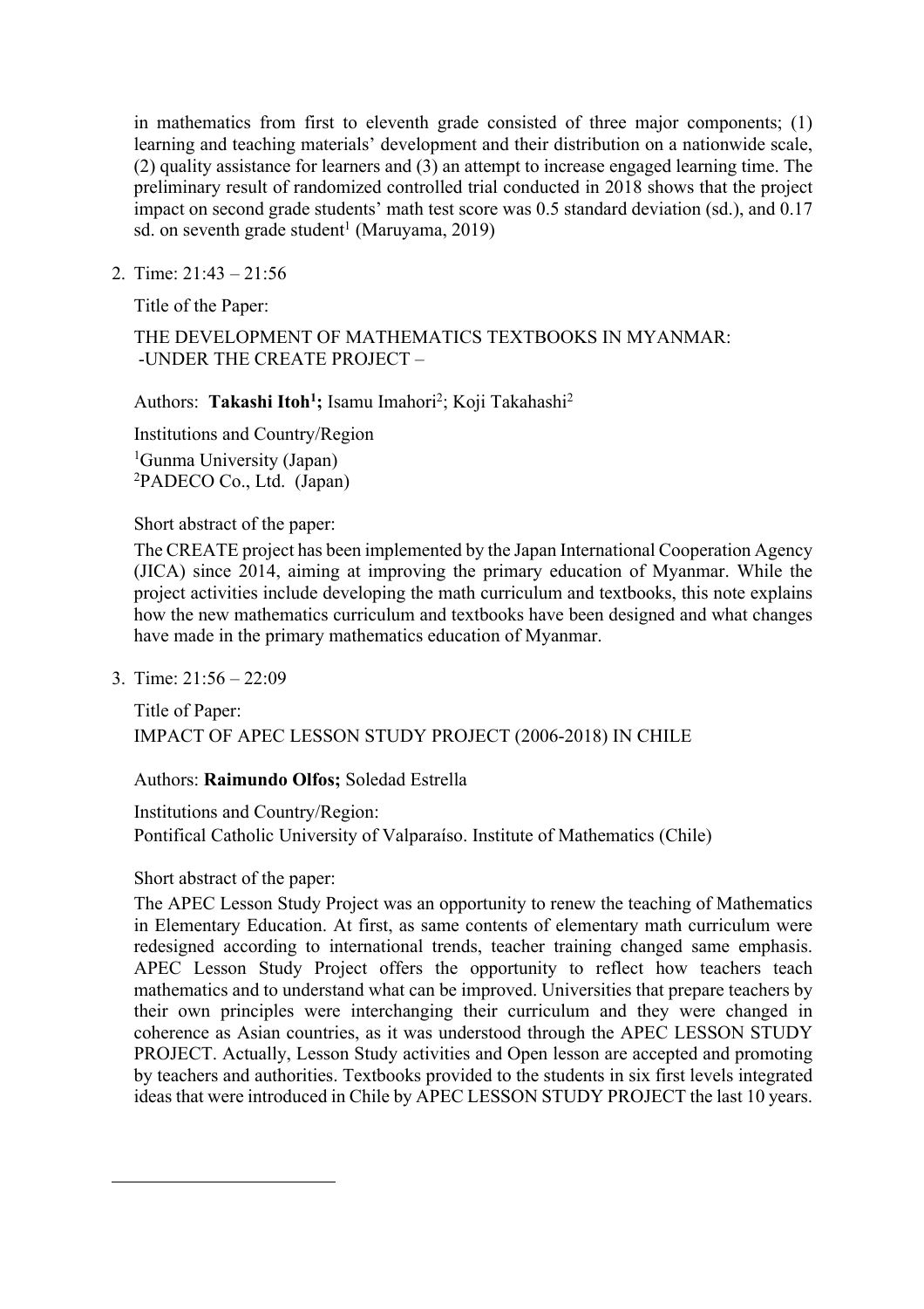in mathematics from first to eleventh grade consisted of three major components; (1) learning and teaching materials' development and their distribution on a nationwide scale, (2) quality assistance for learners and (3) an attempt to increase engaged learning time. The preliminary result of randomized controlled trial conducted in 2018 shows that the project impact on second grade students' math test score was 0.5 standard deviation (sd.), and 0.17 sd. on seventh grade student[1] (Maruyama, 2019)

2. Time: 21:43 – 21:56

   Title of the Paper:

   THE DEVELOPMENT OF MATHEMATICS TEXTBOOKS IN MYANMAR: -UNDER THE CREATE PROJECT –

   Authors: **Takashi Itoh[1];** Isamu Imahori[2]; Koji Takahashi[2]

   Institutions and Country/Region

   [1]Gunma University (Japan)
   [2]PADECO Co., Ltd. (Japan)

   Short abstract of the paper:

   The CREATE project has been implemented by the Japan International Cooperation Agency (JICA) since 2014, aiming at improving the primary education of Myanmar. While the project activities include developing the math curriculum and textbooks, this note explains how the new mathematics curriculum and textbooks have been designed and what changes have made in the primary mathematics education of Myanmar.

3. Time: 21:56 – 22:09

   Title of Paper:
   IMPACT OF APEC LESSON STUDY PROJECT (2006-2018) IN CHILE

   Authors: **Raimundo Olfos;** Soledad Estrella

   Institutions and Country/Region:
   Pontifical Catholic University of Valparaíso. Institute of Mathematics (Chile)

   Short abstract of the paper:

   The APEC Lesson Study Project was an opportunity to renew the teaching of Mathematics in Elementary Education. At first, as same contents of elementary math curriculum were redesigned according to international trends, teacher training changed same emphasis. APEC Lesson Study Project offers the opportunity to reflect how teachers teach mathematics and to understand what can be improved. Universities that prepare teachers by their own principles were interchanging their curriculum and they were changed in coherence as Asian countries, as it was understood through the APEC LESSON STUDY PROJECT. Actually, Lesson Study activities and Open lesson are accepted and promoting by teachers and authorities. Textbooks provided to the students in six first levels integrated ideas that were introduced in Chile by APEC LESSON STUDY PROJECT the last 10 years.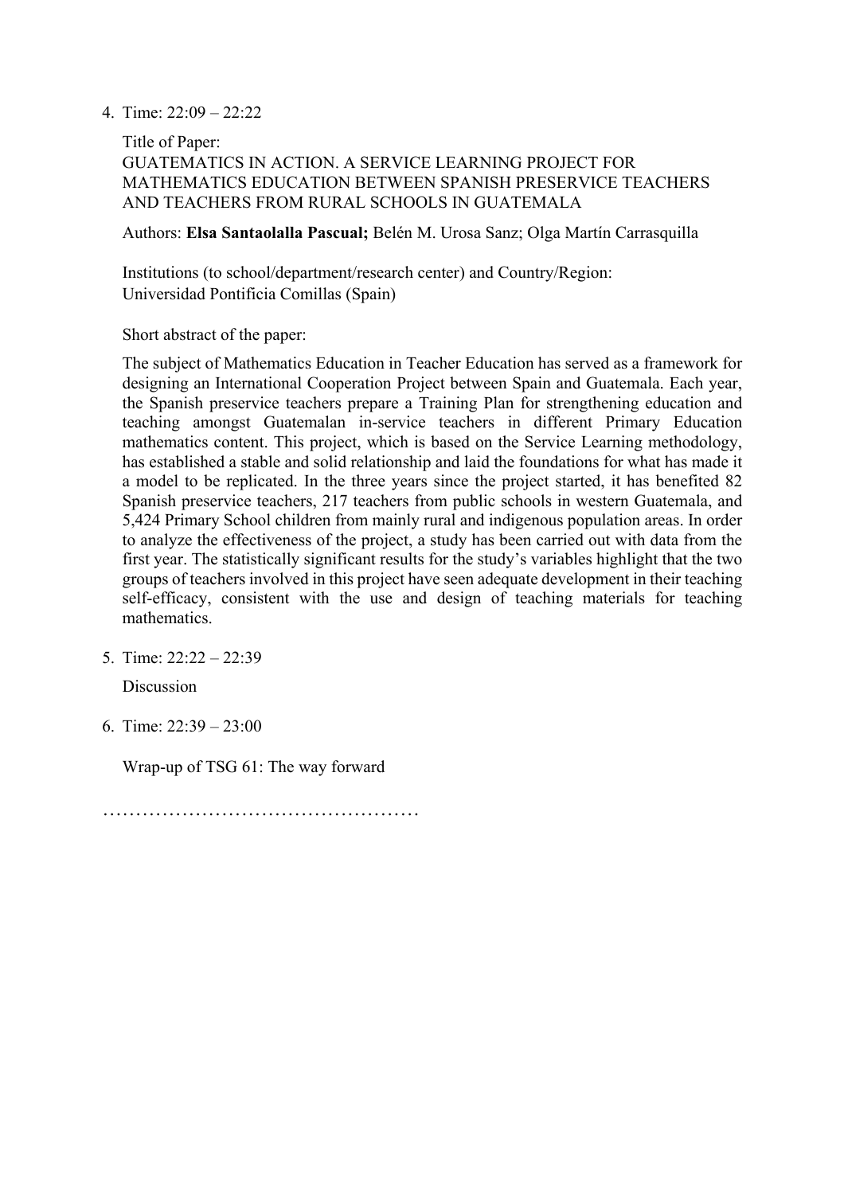4. Time: 22:09 – 22:22

   Title of Paper:
   GUATEMATICS IN ACTION. A SERVICE LEARNING PROJECT FOR MATHEMATICS EDUCATION BETWEEN SPANISH PRESERVICE TEACHERS AND TEACHERS FROM RURAL SCHOOLS IN GUATEMALA

   Authors: **Elsa Santaolalla Pascual;** Belén M. Urosa Sanz; Olga Martín Carrasquilla

   Institutions (to school/department/research center) and Country/Region:
   Universidad Pontificia Comillas (Spain)

   Short abstract of the paper:

   The subject of Mathematics Education in Teacher Education has served as a framework for designing an International Cooperation Project between Spain and Guatemala. Each year, the Spanish preservice teachers prepare a Training Plan for strengthening education and teaching amongst Guatemalan in-service teachers in different Primary Education mathematics content. This project, which is based on the Service Learning methodology, has established a stable and solid relationship and laid the foundations for what has made it a model to be replicated. In the three years since the project started, it has benefited 82 Spanish preservice teachers, 217 teachers from public schools in western Guatemala, and 5,424 Primary School children from mainly rural and indigenous population areas. In order to analyze the effectiveness of the project, a study has been carried out with data from the first year. The statistically significant results for the study's variables highlight that the two groups of teachers involved in this project have seen adequate development in their teaching self-efficacy, consistent with the use and design of teaching materials for teaching mathematics.

5. Time: 22:22 – 22:39

   Discussion

6. Time: 22:39 – 23:00

   Wrap-up of TSG 61: The way forward

…………………………………………